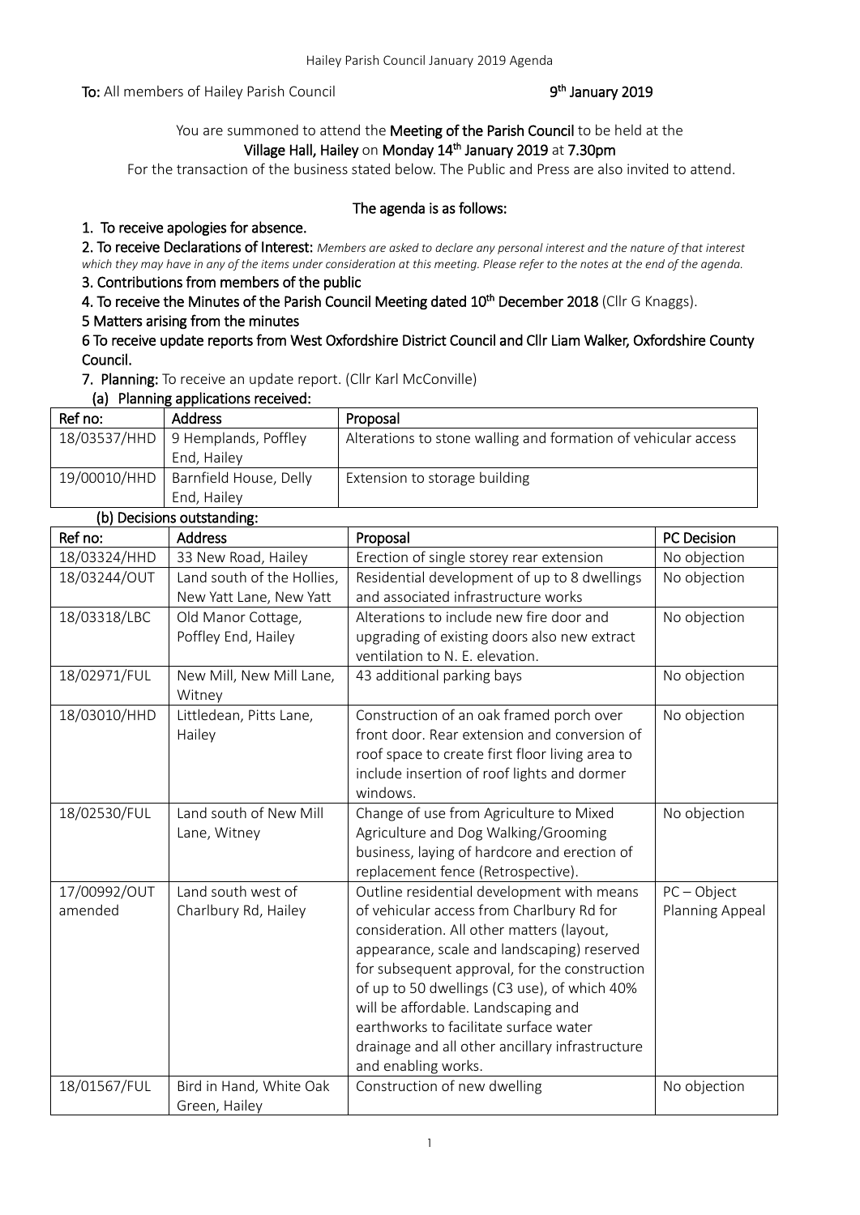**To:** All members of Hailey Parish Council **9th January 2019**

You are summoned to attend the **Meeting of the Parish Council** to be held at the **Village Hall, Hailey** on **Monday 14th January 2019** at **7.30pm**

For the transaction of the business stated below. The Public and Press are also invited to attend.

**The agenda is as follows:**

**1. To receive apologies for absence.**

**2. To receive Declarations of Interest:** *Members are asked to declare any personal interest and the nature of that interest which they may have in any of the items under consideration at this meeting. Please refer to the notes at the end of the agenda.*

**3. Contributions from members of the public**

**4. To receive the Minutes of the Parish Council Meeting dated 10th December 2018** (Cllr G Knaggs).

**5 Matters arising from the minutes**

**6 To receive update reports from West Oxfordshire District Council and Cllr Liam Walker, Oxfordshire County Council.**

**7. Planning:** To receive an update report. (Cllr Karl McConville)

**(a) Planning applications received:**

| Ref no: | Address | Proposal |
|---|---|---|
| 18/03537/HHD | 9 Hemplands, Poffley End, Hailey | Alterations to stone walling and formation of vehicular access |
| 19/00010/HHD | Barnfield House, Delly End, Hailey | Extension to storage building |

**(b) Decisions outstanding:**

| Ref no: | Address | Proposal | PC Decision |
|---|---|---|---|
| 18/03324/HHD | 33 New Road, Hailey | Erection of single storey rear extension | No objection |
| 18/03244/OUT | Land south of the Hollies, New Yatt Lane, New Yatt | Residential development of up to 8 dwellings and associated infrastructure works | No objection |
| 18/03318/LBC | Old Manor Cottage, Poffley End, Hailey | Alterations to include new fire door and upgrading of existing doors also new extract ventilation to N. E. elevation. | No objection |
| 18/02971/FUL | New Mill, New Mill Lane, Witney | 43 additional parking bays | No objection |
| 18/03010/HHD | Littledean, Pitts Lane, Hailey | Construction of an oak framed porch over front door. Rear extension and conversion of roof space to create first floor living area to include insertion of roof lights and dormer windows. | No objection |
| 18/02530/FUL | Land south of New Mill Lane, Witney | Change of use from Agriculture to Mixed Agriculture and Dog Walking/Grooming business, laying of hardcore and erection of replacement fence (Retrospective). | No objection |
| 17/00992/OUT amended | Land south west of Charlbury Rd, Hailey | Outline residential development with means of vehicular access from Charlbury Rd for consideration. All other matters (layout, appearance, scale and landscaping) reserved for subsequent approval, for the construction of up to 50 dwellings (C3 use), of which 40% will be affordable. Landscaping and earthworks to facilitate surface water drainage and all other ancillary infrastructure and enabling works. | PC – Object Planning Appeal |
| 18/01567/FUL | Bird in Hand, White Oak Green, Hailey | Construction of new dwelling | No objection |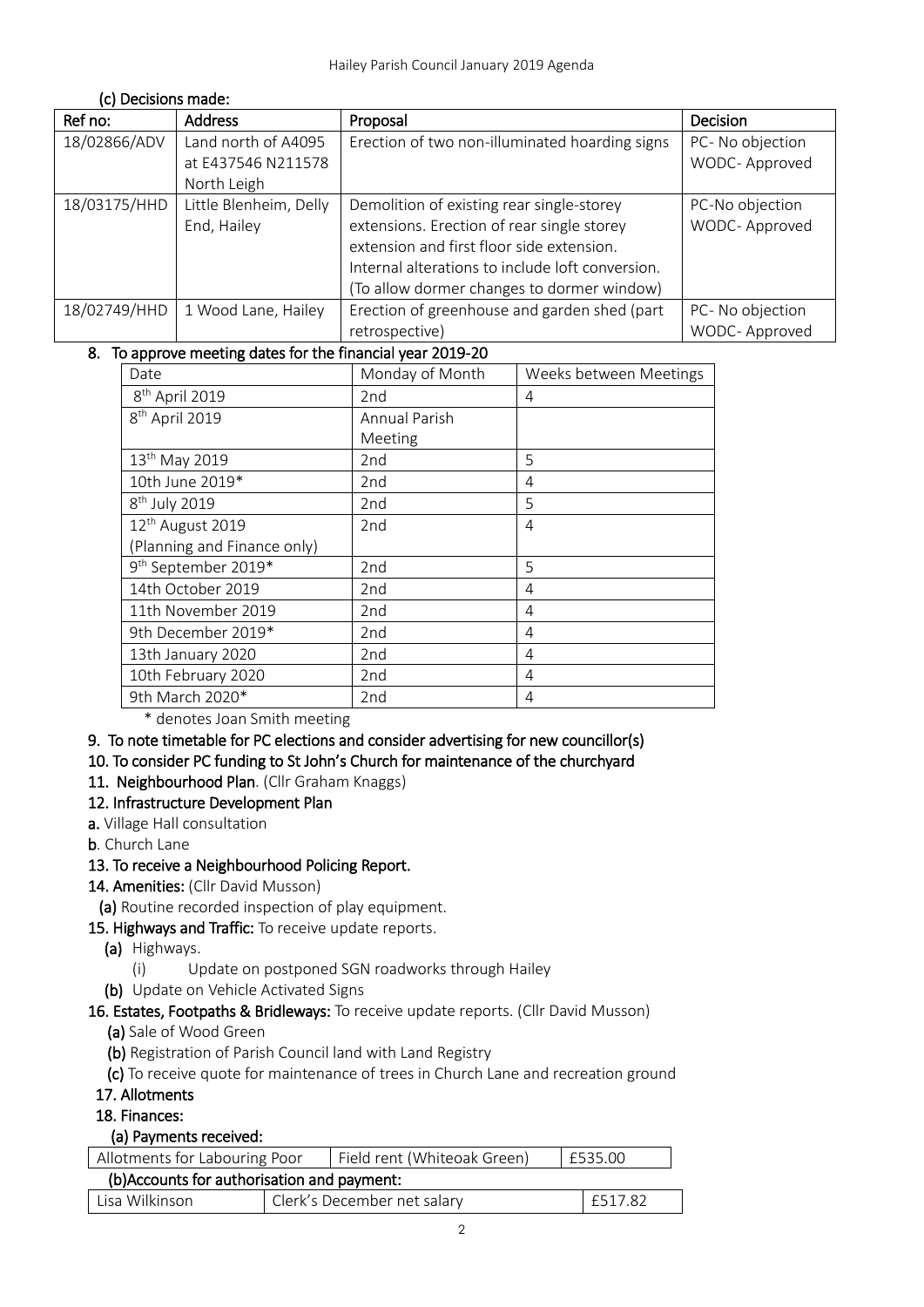(c) Decisions made:

| Ref no: | Address | Proposal | Decision |
|---|---|---|---|
| 18/02866/ADV | Land north of A4095 at E437546 N211578 North Leigh | Erection of two non-illuminated hoarding signs | PC- No objection WODC- Approved |
| 18/03175/HHD | Little Blenheim, Delly End, Hailey | Demolition of existing rear single-storey extensions. Erection of rear single storey extension and first floor side extension. Internal alterations to include loft conversion. (To allow dormer changes to dormer window) | PC-No objection WODC- Approved |
| 18/02749/HHD | 1 Wood Lane, Hailey | Erection of greenhouse and garden shed (part retrospective) | PC- No objection WODC- Approved |

8. To approve meeting dates for the financial year 2019-20

| Date | Monday of Month | Weeks between Meetings |
|---|---|---|
| 8th April 2019 | 2nd | 4 |
| 8th April 2019 | Annual Parish Meeting | |
| 13th May 2019 | 2nd | 5 |
| 10th June 2019* | 2nd | 4 |
| 8th July 2019 | 2nd | 5 |
| 12th August 2019 (Planning and Finance only) | 2nd | 4 |
| 9th September 2019* | 2nd | 5 |
| 14th October 2019 | 2nd | 4 |
| 11th November 2019 | 2nd | 4 |
| 9th December 2019* | 2nd | 4 |
| 13th January 2020 | 2nd | 4 |
| 10th February 2020 | 2nd | 4 |
| 9th March 2020* | 2nd | 4 |

\* denotes Joan Smith meeting

9. To note timetable for PC elections and consider advertising for new councillor(s)

10. To consider PC funding to St John's Church for maintenance of the churchyard

11. Neighbourhood Plan. (Cllr Graham Knaggs)

12. Infrastructure Development Plan

a. Village Hall consultation

b. Church Lane

13. To receive a Neighbourhood Policing Report.

14. Amenities: (Cllr David Musson)

(a) Routine recorded inspection of play equipment.

15. Highways and Traffic: To receive update reports.

(a) Highways.

(i) Update on postponed SGN roadworks through Hailey

(b) Update on Vehicle Activated Signs

16. Estates, Footpaths & Bridleways: To receive update reports. (Cllr David Musson)

(a) Sale of Wood Green

(b) Registration of Parish Council land with Land Registry

(c) To receive quote for maintenance of trees in Church Lane and recreation ground

17. Allotments

18. Finances:

(a) Payments received:

| Allotments for Labouring Poor | Field rent (Whiteoak Green) | £535.00 |
|---|---|---|

(b)Accounts for authorisation and payment:

| Lisa Wilkinson | Clerk's December net salary | £517.82 |
|---|---|---|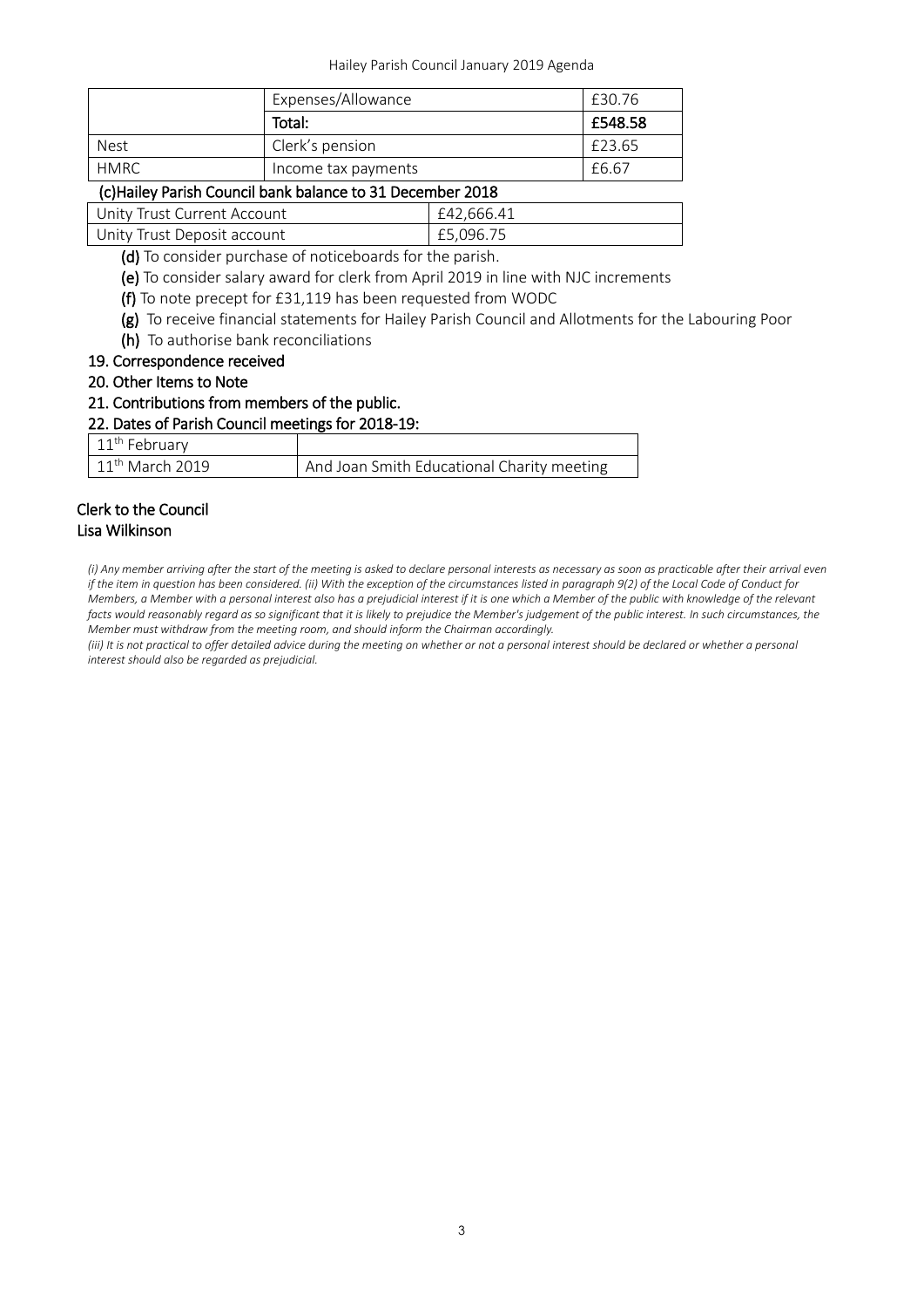| | Expenses/Allowance | £30.76 |
|---|---|---|
| | **Total:** | **£548.58** |
| Nest | Clerk's pension | £23.65 |
| HMRC | Income tax payments | £6.67 |

**(c)Hailey Parish Council bank balance to 31 December 2018**

| Unity Trust Current Account | £42,666.41 |
|---|---|
| Unity Trust Deposit account | £5,096.75 |

**(d)** To consider purchase of noticeboards for the parish.

**(e)** To consider salary award for clerk from April 2019 in line with NJC increments

**(f)** To note precept for £31,119 has been requested from WODC

**(g)** To receive financial statements for Hailey Parish Council and Allotments for the Labouring Poor

**(h)** To authorise bank reconciliations

**19. Correspondence received**

**20. Other Items to Note**

**21. Contributions from members of the public.**

**22. Dates of Parish Council meetings for 2018-19:**

| 11th February | |
|---|---|
| 11th March 2019 | And Joan Smith Educational Charity meeting |

**Clerk to the Council**
**Lisa Wilkinson**

*(i) Any member arriving after the start of the meeting is asked to declare personal interests as necessary as soon as practicable after their arrival even if the item in question has been considered. (ii) With the exception of the circumstances listed in paragraph 9(2) of the Local Code of Conduct for Members, a Member with a personal interest also has a prejudicial interest if it is one which a Member of the public with knowledge of the relevant facts would reasonably regard as so significant that it is likely to prejudice the Member's judgement of the public interest. In such circumstances, the Member must withdraw from the meeting room, and should inform the Chairman accordingly.*

*(iii) It is not practical to offer detailed advice during the meeting on whether or not a personal interest should be declared or whether a personal interest should also be regarded as prejudicial.*